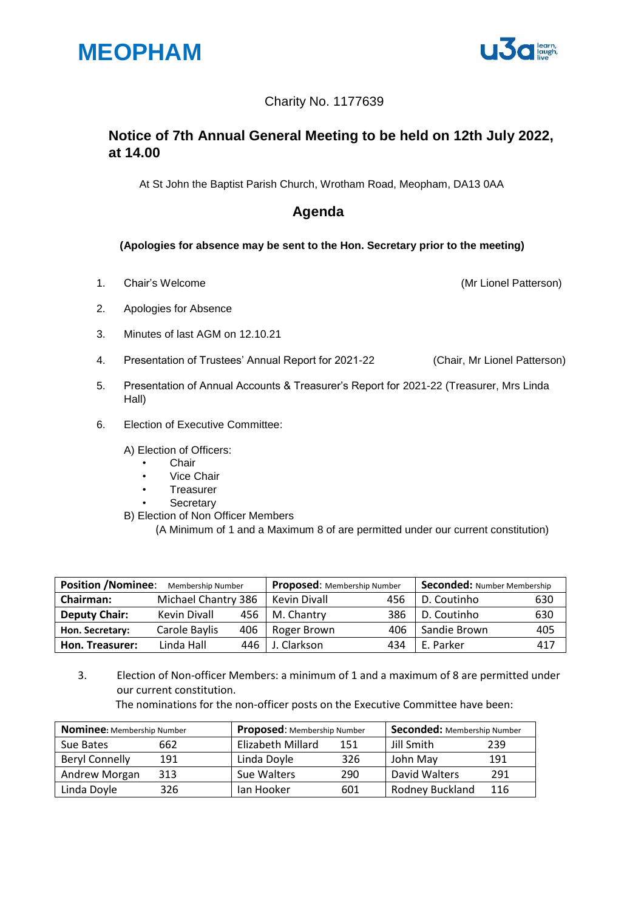# MEOPHAM

Charity No. 1177639

## Notice of 7th Annual General Meeting to be held on 12th July 2022, at 14.00

At St John the Baptist Parish Church, Wrotham Road, Meopham, DA13 0AA

## Agenda

**(Apologies for absence may be sent to the Hon. Secretary prior to the meeting)**

1. Chair's Welcome (Mr Lionel Patterson)
2. Apologies for Absence
3. Minutes of last AGM on 12.10.21
4. Presentation of Trustees' Annual Report for 2021-22 (Chair, Mr Lionel Patterson)
5. Presentation of Annual Accounts & Treasurer's Report for 2021-22 (Treasurer, Mrs Linda Hall)
6. Election of Executive Committee:

   A) Election of Officers:
   - Chair
   - Vice Chair
   - Treasurer
   - Secretary

   B) Election of Non Officer Members

   (A Minimum of 1 and a Maximum 8 of are permitted under our current constitution)

| **Position /Nominee**: | Membership Number | | **Proposed**: Membership Number | | **Seconded:** Number Membership | |
|---|---|---|---|---|---|---|
| **Chairman:** | Michael Chantry | 386 | Kevin Divall | 456 | D. Coutinho | 630 |
| **Deputy Chair:** | Kevin Divall | 456 | M. Chantry | 386 | D. Coutinho | 630 |
| **Hon. Secretary:** | Carole Baylis | 406 | Roger Brown | 406 | Sandie Brown | 405 |
| **Hon. Treasurer:** | Linda Hall | 446 | J. Clarkson | 434 | E. Parker | 417 |

3. Election of Non-officer Members: a minimum of 1 and a maximum of 8 are permitted under our current constitution.

   The nominations for the non-officer posts on the Executive Committee have been:

| **Nominee**: Membership Number | | **Proposed**: Membership Number | | **Seconded:** Membership Number | |
|---|---|---|---|---|---|
| Sue Bates | 662 | Elizabeth Millard | 151 | Jill Smith | 239 |
| Beryl Connelly | 191 | Linda Doyle | 326 | John May | 191 |
| Andrew Morgan | 313 | Sue Walters | 290 | David Walters | 291 |
| Linda Doyle | 326 | Ian Hooker | 601 | Rodney Buckland | 116 |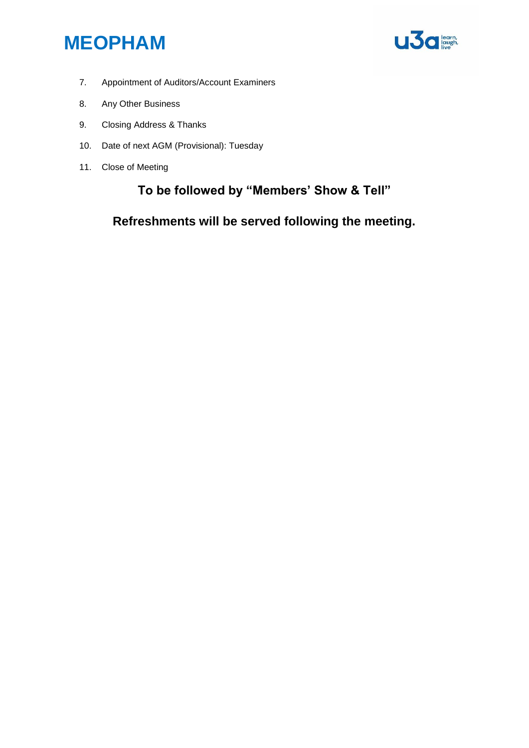7. Appointment of Auditors/Account Examiners
8. Any Other Business
9. Closing Address & Thanks
10. Date of next AGM (Provisional): Tuesday
11. Close of Meeting

**To be followed by "Members' Show & Tell"**

**Refreshments will be served following the meeting.**